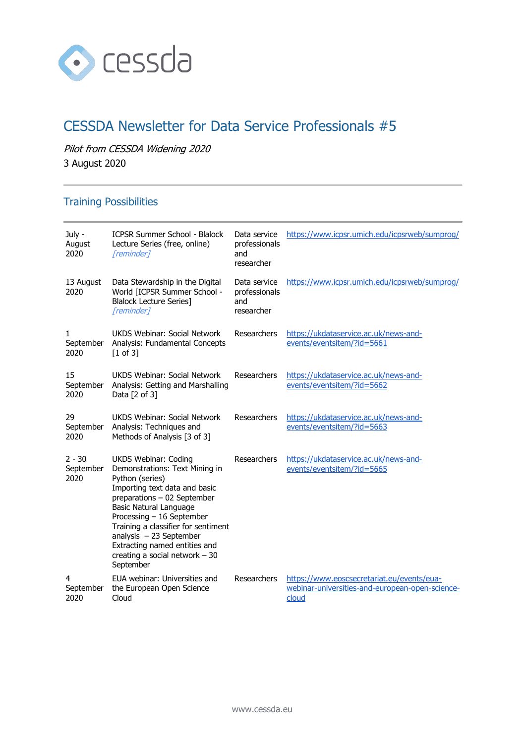# CESSDA Newsletter for Data Service Professionals #5

*Pilot from CESSDA Widening 2020*

3 August 2020

## Training Possibilities

| Date | Event | Audience | Link |
|---|---|---|---|
| July - August 2020 | ICPSR Summer School - Blalock Lecture Series (free, online) *[reminder]* | Data service professionals and researcher | https://www.icpsr.umich.edu/icpsrweb/sumprog/ |
| 13 August 2020 | Data Stewardship in the Digital World [ICPSR Summer School - Blalock Lecture Series] *[reminder]* | Data service professionals and researcher | https://www.icpsr.umich.edu/icpsrweb/sumprog/ |
| 1 September 2020 | UKDS Webinar: Social Network Analysis: Fundamental Concepts [1 of 3] | Researchers | https://ukdataservice.ac.uk/news-and-events/eventsitem/?id=5661 |
| 15 September 2020 | UKDS Webinar: Social Network Analysis: Getting and Marshalling Data [2 of 3] | Researchers | https://ukdataservice.ac.uk/news-and-events/eventsitem/?id=5662 |
| 29 September 2020 | UKDS Webinar: Social Network Analysis: Techniques and Methods of Analysis [3 of 3] | Researchers | https://ukdataservice.ac.uk/news-and-events/eventsitem/?id=5663 |
| 2 - 30 September 2020 | UKDS Webinar: Coding Demonstrations: Text Mining in Python (series)<br>Importing text data and basic preparations – 02 September<br>Basic Natural Language Processing – 16 September<br>Training a classifier for sentiment analysis – 23 September<br>Extracting named entities and creating a social network – 30 September | Researchers | https://ukdataservice.ac.uk/news-and-events/eventsitem/?id=5665 |
| 4 September 2020 | EUA webinar: Universities and the European Open Science Cloud | Researchers | https://www.eoscsecretariat.eu/events/eua-webinar-universities-and-european-open-science-cloud |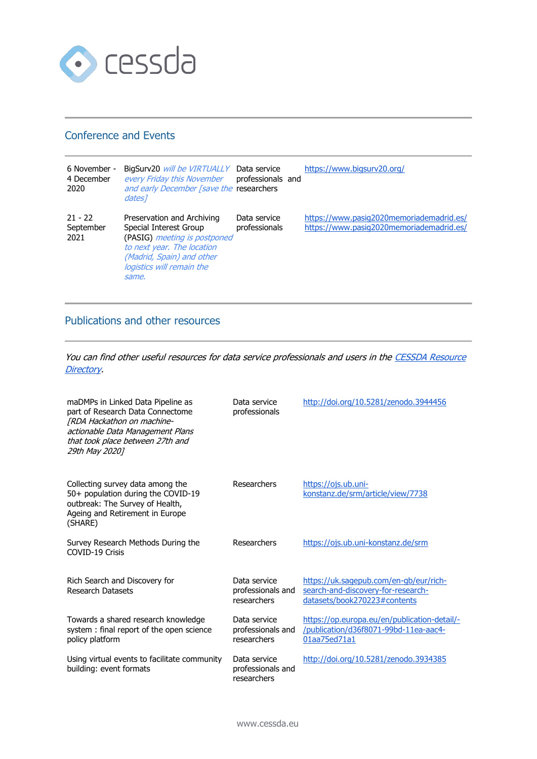## Conference and Events

| | | | |
|---|---|---|---|
| 6 November - 4 December 2020 | BigSurv20 *will be VIRTUALLY every Friday this November and early December [save the dates]* | Data service professionals and researchers | https://www.bigsurv20.org/ |
| 21 - 22 September 2021 | Preservation and Archiving Special Interest Group (PASIG) *meeting is postponed to next year. The location (Madrid, Spain) and other logistics will remain the same.* | Data service professionals | https://www.pasig2020memoriademadrid.es/ https://www.pasig2020memoriademadrid.es/ |

## Publications and other resources

*You can find other useful resources for data service professionals and users in the CESSDA Resource Directory.*

| | | |
|---|---|---|
| maDMPs in Linked Data Pipeline as part of Research Data Connectome *[RDA Hackathon on machine-actionable Data Management Plans that took place between 27th and 29th May 2020]* | Data service professionals | http://doi.org/10.5281/zenodo.3944456 |
| Collecting survey data among the 50+ population during the COVID-19 outbreak: The Survey of Health, Ageing and Retirement in Europe (SHARE) | Researchers | https://ojs.ub.uni-konstanz.de/srm/article/view/7738 |
| Survey Research Methods During the COVID-19 Crisis | Researchers | https://ojs.ub.uni-konstanz.de/srm |
| Rich Search and Discovery for Research Datasets | Data service professionals and researchers | https://uk.sagepub.com/en-gb/eur/rich-search-and-discovery-for-research-datasets/book270223#contents |
| Towards a shared research knowledge system : final report of the open science policy platform | Data service professionals and researchers | https://op.europa.eu/en/publication-detail/-/publication/d36f8071-99bd-11ea-aac4-01aa75ed71a1 |
| Using virtual events to facilitate community building: event formats | Data service professionals and researchers | http://doi.org/10.5281/zenodo.3934385 |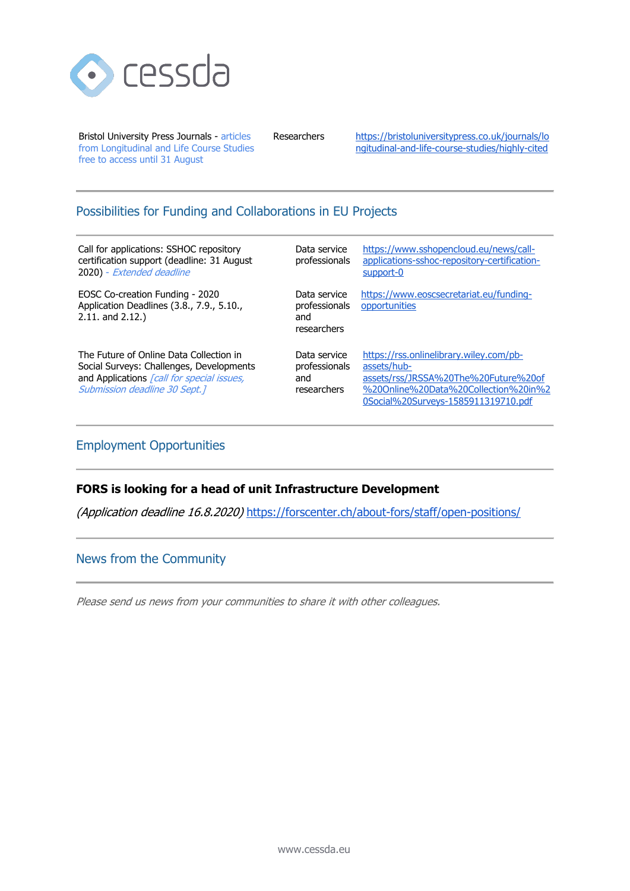| | | |
|---|---|---|
| Bristol University Press Journals - articles from Longitudinal and Life Course Studies free to access until 31 August | Researchers | https://bristoluniversitypress.co.uk/journals/longitudinal-and-life-course-studies/highly-cited |

## Possibilities for Funding and Collaborations in EU Projects

| | | |
|---|---|---|
| Call for applications: SSHOC repository certification support (deadline: 31 August 2020) - *Extended deadline* | Data service professionals | https://www.sshopencloud.eu/news/call-applications-sshoc-repository-certification-support-0 |
| EOSC Co-creation Funding - 2020 Application Deadlines (3.8., 7.9., 5.10., 2.11. and 2.12.) | Data service professionals and researchers | https://www.eoscsecretariat.eu/funding-opportunities |
| The Future of Online Data Collection in Social Surveys: Challenges, Developments and Applications *[call for special issues, Submission deadline 30 Sept.]* | Data service professionals and researchers | https://rss.onlinelibrary.wiley.com/pb-assets/hub-assets/rss/JRSSA%20The%20Future%20of%20Online%20Data%20Collection%20in%20Social%20Surveys-1585911319710.pdf |

## Employment Opportunities

**FORS is looking for a head of unit Infrastructure Development**

*(Application deadline 16.8.2020)* https://forscenter.ch/about-fors/staff/open-positions/

## News from the Community

*Please send us news from your communities to share it with other colleagues.*